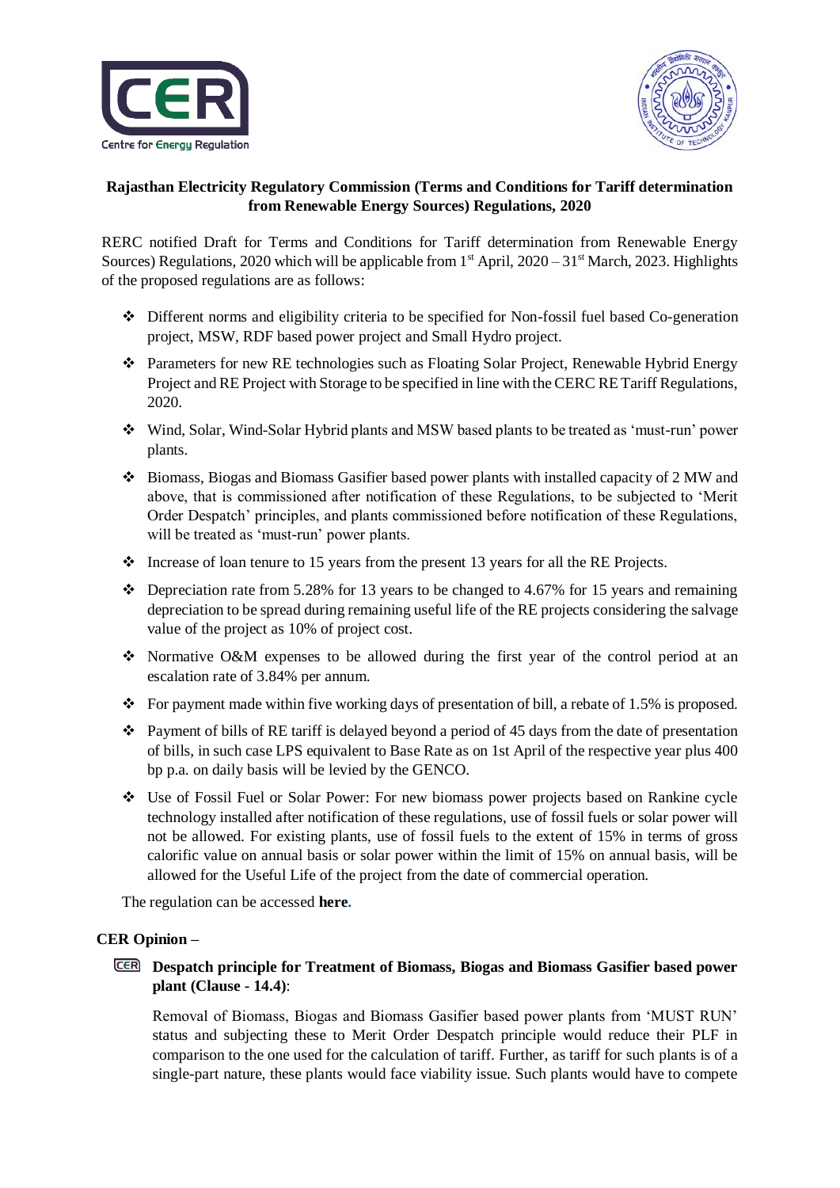**Rajasthan Electricity Regulatory Commission (Terms and Conditions for Tariff determination from Renewable Energy Sources) Regulations, 2020**

RERC notified Draft for Terms and Conditions for Tariff determination from Renewable Energy Sources) Regulations, 2020 which will be applicable from 1st April, 2020 – 31st March, 2023. Highlights of the proposed regulations are as follows:

- Different norms and eligibility criteria to be specified for Non-fossil fuel based Co-generation project, MSW, RDF based power project and Small Hydro project.
- Parameters for new RE technologies such as Floating Solar Project, Renewable Hybrid Energy Project and RE Project with Storage to be specified in line with the CERC RE Tariff Regulations, 2020.
- Wind, Solar, Wind-Solar Hybrid plants and MSW based plants to be treated as 'must-run' power plants.
- Biomass, Biogas and Biomass Gasifier based power plants with installed capacity of 2 MW and above, that is commissioned after notification of these Regulations, to be subjected to 'Merit Order Despatch' principles, and plants commissioned before notification of these Regulations, will be treated as 'must-run' power plants.
- Increase of loan tenure to 15 years from the present 13 years for all the RE Projects.
- Depreciation rate from 5.28% for 13 years to be changed to 4.67% for 15 years and remaining depreciation to be spread during remaining useful life of the RE projects considering the salvage value of the project as 10% of project cost.
- Normative O&M expenses to be allowed during the first year of the control period at an escalation rate of 3.84% per annum.
- For payment made within five working days of presentation of bill, a rebate of 1.5% is proposed.
- Payment of bills of RE tariff is delayed beyond a period of 45 days from the date of presentation of bills, in such case LPS equivalent to Base Rate as on 1st April of the respective year plus 400 bp p.a. on daily basis will be levied by the GENCO.
- Use of Fossil Fuel or Solar Power: For new biomass power projects based on Rankine cycle technology installed after notification of these regulations, use of fossil fuels or solar power will not be allowed. For existing plants, use of fossil fuels to the extent of 15% in terms of gross calorific value on annual basis or solar power within the limit of 15% on annual basis, will be allowed for the Useful Life of the project from the date of commercial operation.

The regulation can be accessed **here.**

**CER Opinion –**

- **Despatch principle for Treatment of Biomass, Biogas and Biomass Gasifier based power plant (Clause - 14.4)**:

  Removal of Biomass, Biogas and Biomass Gasifier based power plants from 'MUST RUN' status and subjecting these to Merit Order Despatch principle would reduce their PLF in comparison to the one used for the calculation of tariff. Further, as tariff for such plants is of a single-part nature, these plants would face viability issue. Such plants would have to compete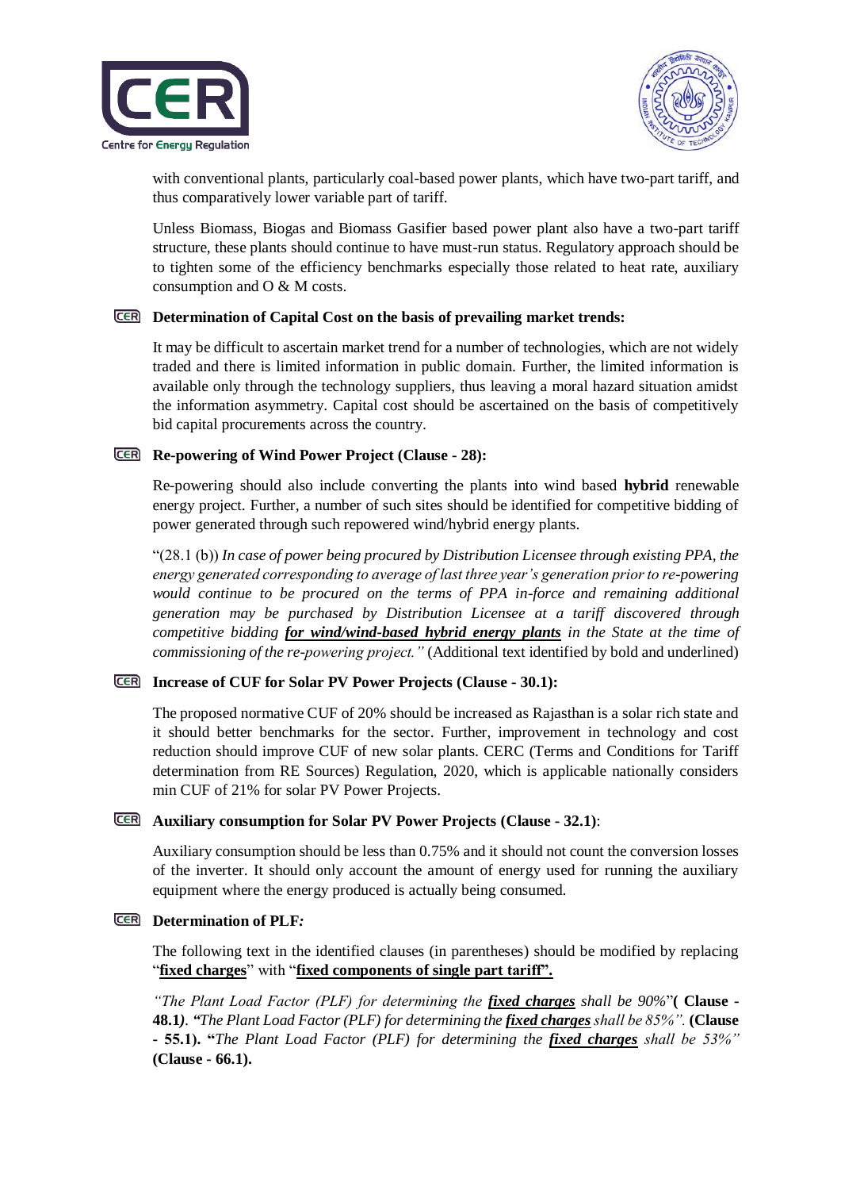with conventional plants, particularly coal-based power plants, which have two-part tariff, and thus comparatively lower variable part of tariff.

Unless Biomass, Biogas and Biomass Gasifier based power plant also have a two-part tariff structure, these plants should continue to have must-run status. Regulatory approach should be to tighten some of the efficiency benchmarks especially those related to heat rate, auxiliary consumption and O & M costs.

**Determination of Capital Cost on the basis of prevailing market trends:**

It may be difficult to ascertain market trend for a number of technologies, which are not widely traded and there is limited information in public domain. Further, the limited information is available only through the technology suppliers, thus leaving a moral hazard situation amidst the information asymmetry. Capital cost should be ascertained on the basis of competitively bid capital procurements across the country.

**Re-powering of Wind Power Project (Clause - 28):**

Re-powering should also include converting the plants into wind based **hybrid** renewable energy project. Further, a number of such sites should be identified for competitive bidding of power generated through such repowered wind/hybrid energy plants.

"(28.1 (b)) *In case of power being procured by Distribution Licensee through existing PPA, the energy generated corresponding to average of last three year's generation prior to re-powering would continue to be procured on the terms of PPA in-force and remaining additional generation may be purchased by Distribution Licensee at a tariff discovered through competitive bidding* ***<u>for wind/wind-based hybrid energy plants</u>*** *in the State at the time of commissioning of the re-powering project."* (Additional text identified by bold and underlined)

**Increase of CUF for Solar PV Power Projects (Clause - 30.1):**

The proposed normative CUF of 20% should be increased as Rajasthan is a solar rich state and it should better benchmarks for the sector. Further, improvement in technology and cost reduction should improve CUF of new solar plants. CERC (Terms and Conditions for Tariff determination from RE Sources) Regulation, 2020, which is applicable nationally considers min CUF of 21% for solar PV Power Projects.

**Auxiliary consumption for Solar PV Power Projects (Clause - 32.1)**:

Auxiliary consumption should be less than 0.75% and it should not count the conversion losses of the inverter. It should only account the amount of energy used for running the auxiliary equipment where the energy produced is actually being consumed.

**Determination of PLF*:***

The following text in the identified clauses (in parentheses) should be modified by replacing "**<u>fixed charges</u>**" with "**<u>fixed components of single part tariff".</u>**

*"The Plant Load Factor (PLF) for determining the* ***<u>fixed charges</u>*** *shall be 90%*"**( Clause - 48.1)***. "The Plant Load Factor (PLF) for determining the* ***<u>fixed charges</u>*** *shall be 85%".* **(Clause - 55.1). "***The Plant Load Factor (PLF) for determining the* ***<u>fixed charges</u>*** *shall be 53%"* **(Clause - 66.1).**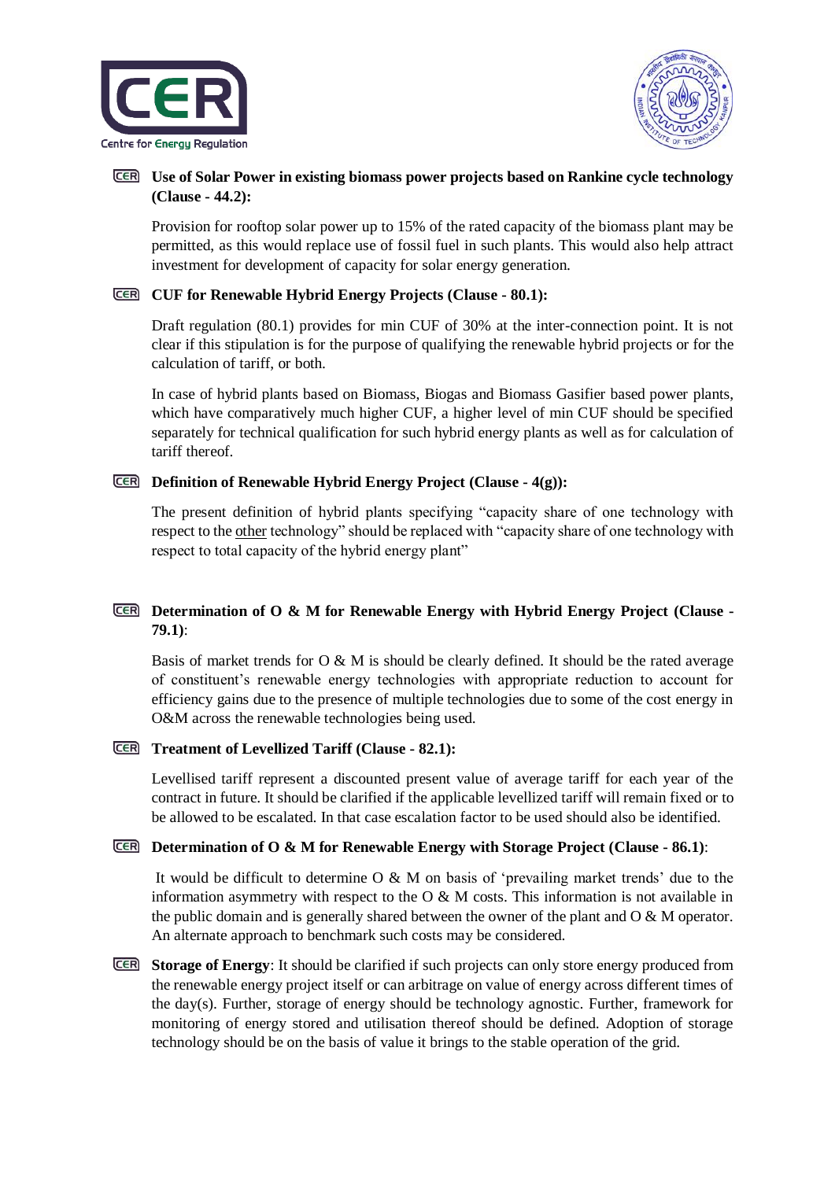- **Use of Solar Power in existing biomass power projects based on Rankine cycle technology (Clause - 44.2):**

  Provision for rooftop solar power up to 15% of the rated capacity of the biomass plant may be permitted, as this would replace use of fossil fuel in such plants. This would also help attract investment for development of capacity for solar energy generation.

- **CUF for Renewable Hybrid Energy Projects (Clause - 80.1):**

  Draft regulation (80.1) provides for min CUF of 30% at the inter-connection point. It is not clear if this stipulation is for the purpose of qualifying the renewable hybrid projects or for the calculation of tariff, or both.

  In case of hybrid plants based on Biomass, Biogas and Biomass Gasifier based power plants, which have comparatively much higher CUF, a higher level of min CUF should be specified separately for technical qualification for such hybrid energy plants as well as for calculation of tariff thereof.

- **Definition of Renewable Hybrid Energy Project (Clause - 4(g)):**

  The present definition of hybrid plants specifying "capacity share of one technology with respect to the other technology" should be replaced with "capacity share of one technology with respect to total capacity of the hybrid energy plant"

- **Determination of O & M for Renewable Energy with Hybrid Energy Project (Clause - 79.1)**:

  Basis of market trends for O & M is should be clearly defined. It should be the rated average of constituent's renewable energy technologies with appropriate reduction to account for efficiency gains due to the presence of multiple technologies due to some of the cost energy in O&M across the renewable technologies being used.

- **Treatment of Levellized Tariff (Clause - 82.1):**

  Levellised tariff represent a discounted present value of average tariff for each year of the contract in future. It should be clarified if the applicable levellized tariff will remain fixed or to be allowed to be escalated. In that case escalation factor to be used should also be identified.

- **Determination of O & M for Renewable Energy with Storage Project (Clause - 86.1)**:

  It would be difficult to determine O & M on basis of 'prevailing market trends' due to the information asymmetry with respect to the O & M costs. This information is not available in the public domain and is generally shared between the owner of the plant and O & M operator. An alternate approach to benchmark such costs may be considered.

- **Storage of Energy**: It should be clarified if such projects can only store energy produced from the renewable energy project itself or can arbitrage on value of energy across different times of the day(s). Further, storage of energy should be technology agnostic. Further, framework for monitoring of energy stored and utilisation thereof should be defined. Adoption of storage technology should be on the basis of value it brings to the stable operation of the grid.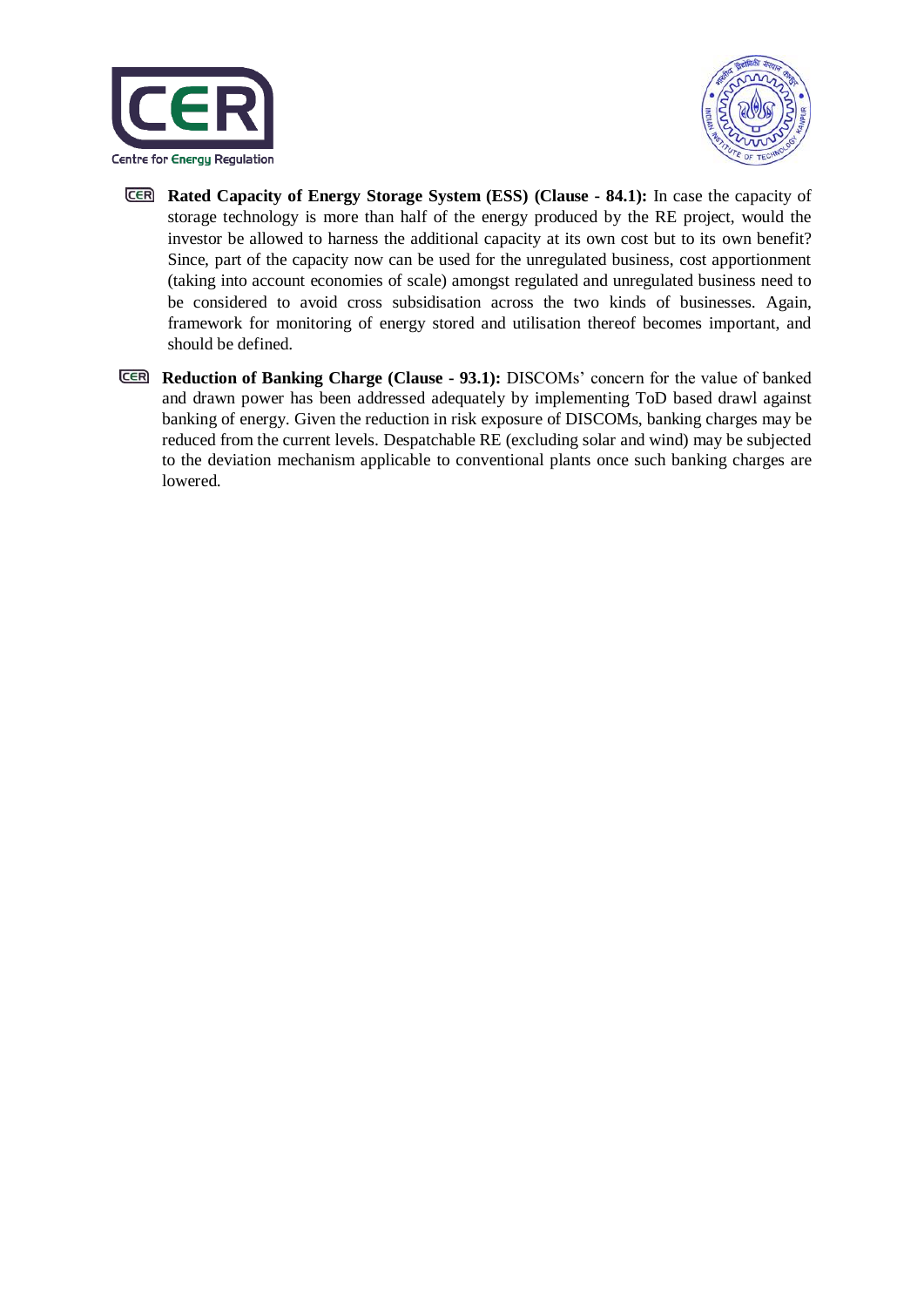- **Rated Capacity of Energy Storage System (ESS) (Clause - 84.1):** In case the capacity of storage technology is more than half of the energy produced by the RE project, would the investor be allowed to harness the additional capacity at its own cost but to its own benefit? Since, part of the capacity now can be used for the unregulated business, cost apportionment (taking into account economies of scale) amongst regulated and unregulated business need to be considered to avoid cross subsidisation across the two kinds of businesses. Again, framework for monitoring of energy stored and utilisation thereof becomes important, and should be defined.

- **Reduction of Banking Charge (Clause - 93.1):** DISCOMs' concern for the value of banked and drawn power has been addressed adequately by implementing ToD based drawl against banking of energy. Given the reduction in risk exposure of DISCOMs, banking charges may be reduced from the current levels. Despatchable RE (excluding solar and wind) may be subjected to the deviation mechanism applicable to conventional plants once such banking charges are lowered.